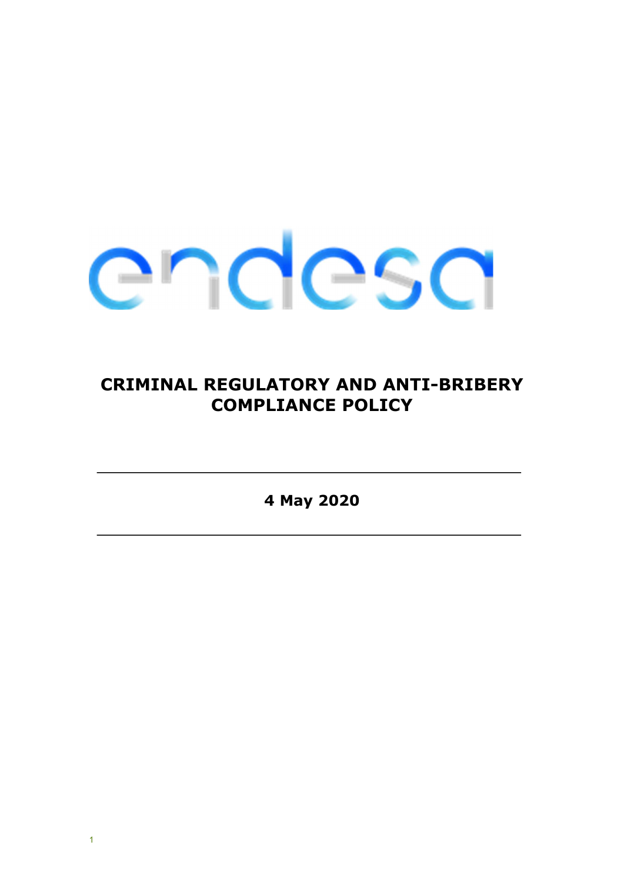# CRIMINAL REGULATORY AND ANTI-BRIBERY COMPLIANCE POLICY

**4 May 2020**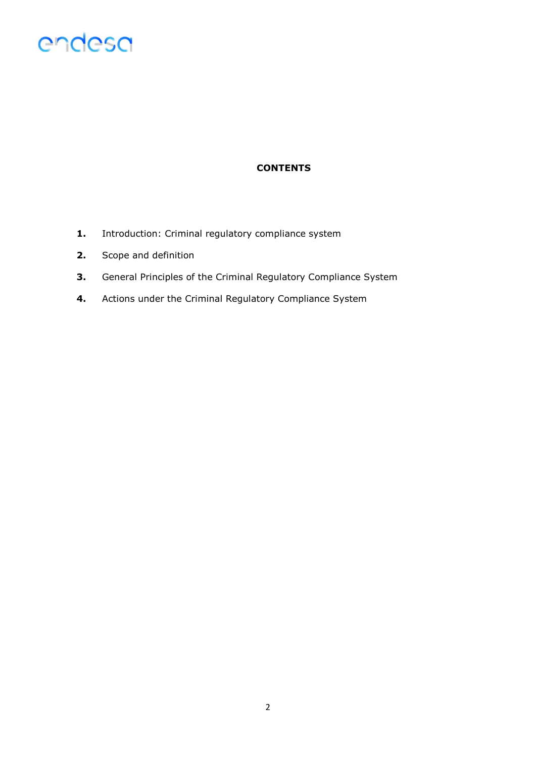**CONTENTS**

1. Introduction: Criminal regulatory compliance system
2. Scope and definition
3. General Principles of the Criminal Regulatory Compliance System
4. Actions under the Criminal Regulatory Compliance System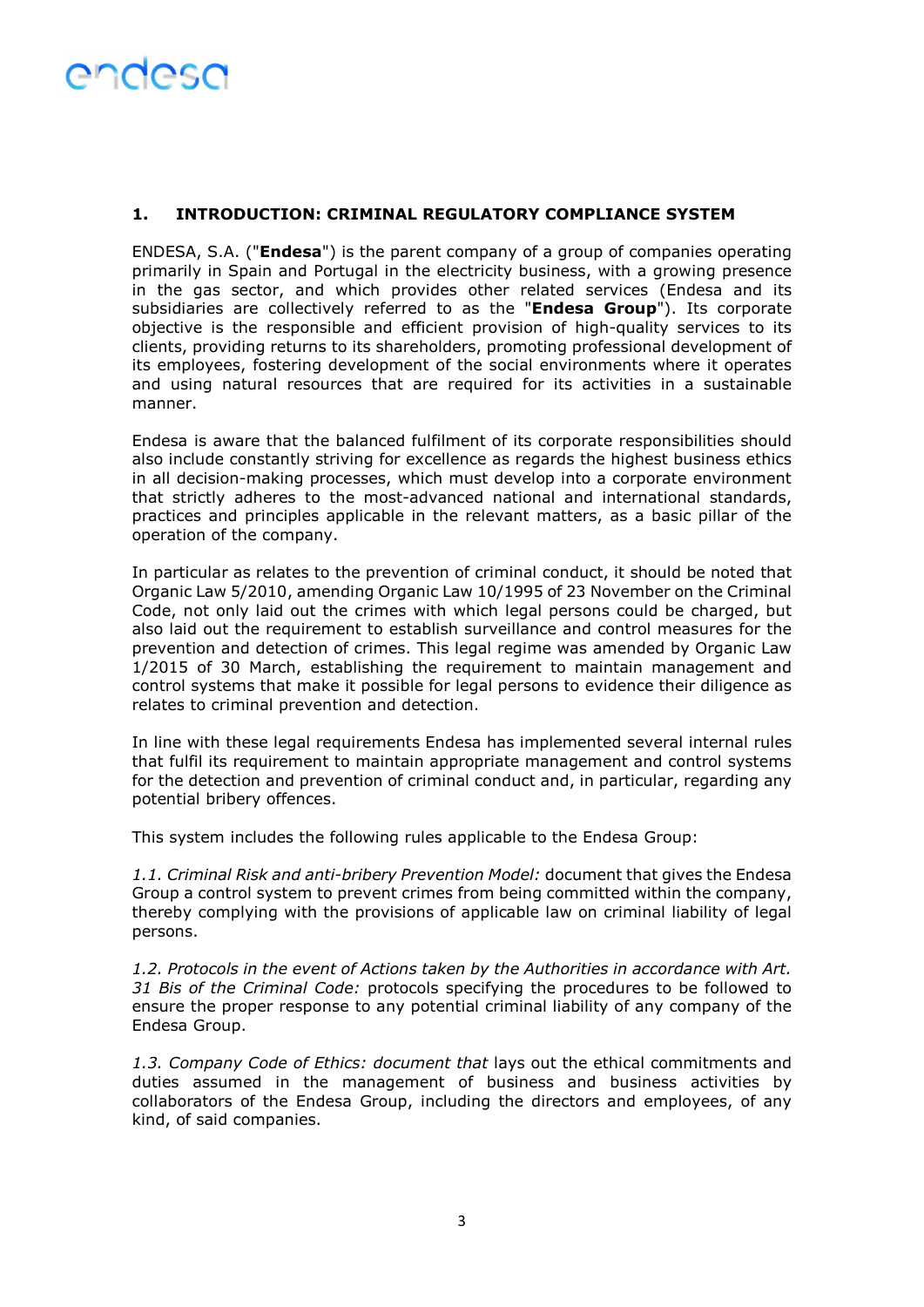## 1. INTRODUCTION: CRIMINAL REGULATORY COMPLIANCE SYSTEM

ENDESA, S.A. ("**Endesa**") is the parent company of a group of companies operating primarily in Spain and Portugal in the electricity business, with a growing presence in the gas sector, and which provides other related services (Endesa and its subsidiaries are collectively referred to as the "**Endesa Group**"). Its corporate objective is the responsible and efficient provision of high-quality services to its clients, providing returns to its shareholders, promoting professional development of its employees, fostering development of the social environments where it operates and using natural resources that are required for its activities in a sustainable manner.

Endesa is aware that the balanced fulfilment of its corporate responsibilities should also include constantly striving for excellence as regards the highest business ethics in all decision-making processes, which must develop into a corporate environment that strictly adheres to the most-advanced national and international standards, practices and principles applicable in the relevant matters, as a basic pillar of the operation of the company.

In particular as relates to the prevention of criminal conduct, it should be noted that Organic Law 5/2010, amending Organic Law 10/1995 of 23 November on the Criminal Code, not only laid out the crimes with which legal persons could be charged, but also laid out the requirement to establish surveillance and control measures for the prevention and detection of crimes. This legal regime was amended by Organic Law 1/2015 of 30 March, establishing the requirement to maintain management and control systems that make it possible for legal persons to evidence their diligence as relates to criminal prevention and detection.

In line with these legal requirements Endesa has implemented several internal rules that fulfil its requirement to maintain appropriate management and control systems for the detection and prevention of criminal conduct and, in particular, regarding any potential bribery offences.

This system includes the following rules applicable to the Endesa Group:

*1.1. Criminal Risk and anti-bribery Prevention Model:* document that gives the Endesa Group a control system to prevent crimes from being committed within the company, thereby complying with the provisions of applicable law on criminal liability of legal persons.

*1.2. Protocols in the event of Actions taken by the Authorities in accordance with Art. 31 Bis of the Criminal Code:* protocols specifying the procedures to be followed to ensure the proper response to any potential criminal liability of any company of the Endesa Group.

*1.3. Company Code of Ethics: document that* lays out the ethical commitments and duties assumed in the management of business and business activities by collaborators of the Endesa Group, including the directors and employees, of any kind, of said companies.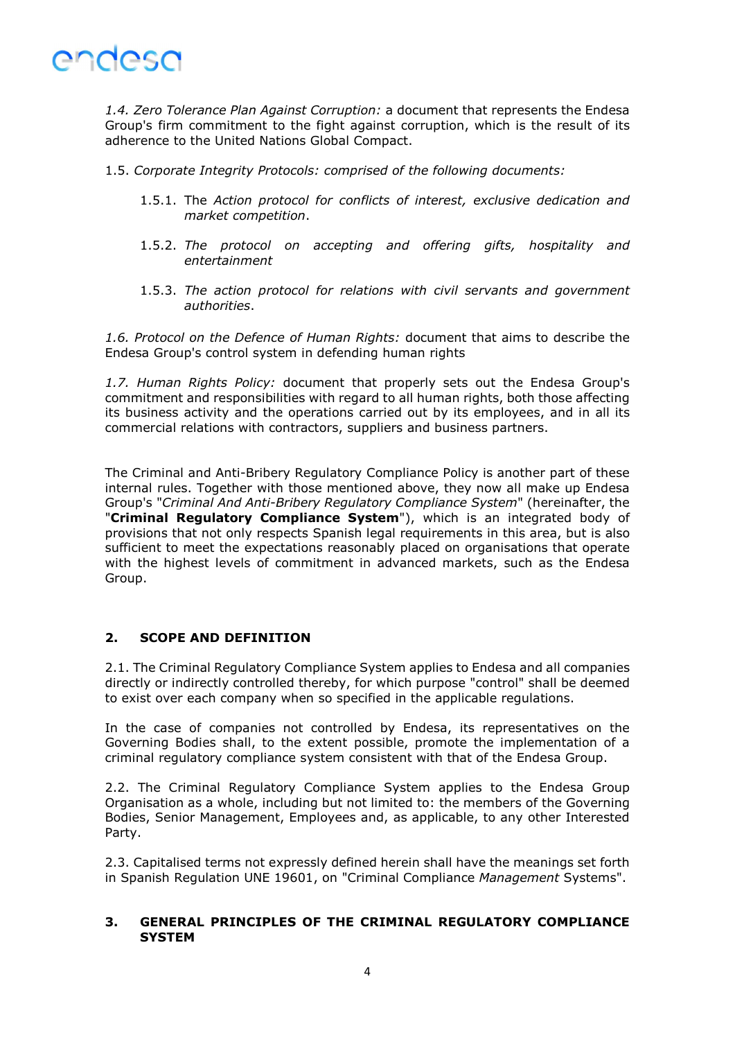*1.4. Zero Tolerance Plan Against Corruption:* a document that represents the Endesa Group's firm commitment to the fight against corruption, which is the result of its adherence to the United Nations Global Compact.

1.5. *Corporate Integrity Protocols: comprised of the following documents:*

1.5.1. The *Action protocol for conflicts of interest, exclusive dedication and market competition*.

1.5.2. *The protocol on accepting and offering gifts, hospitality and entertainment*

1.5.3. *The action protocol for relations with civil servants and government authorities*.

*1.6. Protocol on the Defence of Human Rights:* document that aims to describe the Endesa Group's control system in defending human rights

*1.7. Human Rights Policy:* document that properly sets out the Endesa Group's commitment and responsibilities with regard to all human rights, both those affecting its business activity and the operations carried out by its employees, and in all its commercial relations with contractors, suppliers and business partners.

The Criminal and Anti-Bribery Regulatory Compliance Policy is another part of these internal rules. Together with those mentioned above, they now all make up Endesa Group's "*Criminal And Anti-Bribery Regulatory Compliance System*" (hereinafter, the "**Criminal Regulatory Compliance System**"), which is an integrated body of provisions that not only respects Spanish legal requirements in this area, but is also sufficient to meet the expectations reasonably placed on organisations that operate with the highest levels of commitment in advanced markets, such as the Endesa Group.

## 2. SCOPE AND DEFINITION

2.1. The Criminal Regulatory Compliance System applies to Endesa and all companies directly or indirectly controlled thereby, for which purpose "control" shall be deemed to exist over each company when so specified in the applicable regulations.

In the case of companies not controlled by Endesa, its representatives on the Governing Bodies shall, to the extent possible, promote the implementation of a criminal regulatory compliance system consistent with that of the Endesa Group.

2.2. The Criminal Regulatory Compliance System applies to the Endesa Group Organisation as a whole, including but not limited to: the members of the Governing Bodies, Senior Management, Employees and, as applicable, to any other Interested Party.

2.3. Capitalised terms not expressly defined herein shall have the meanings set forth in Spanish Regulation UNE 19601, on "Criminal Compliance *Management* Systems".

## 3. GENERAL PRINCIPLES OF THE CRIMINAL REGULATORY COMPLIANCE SYSTEM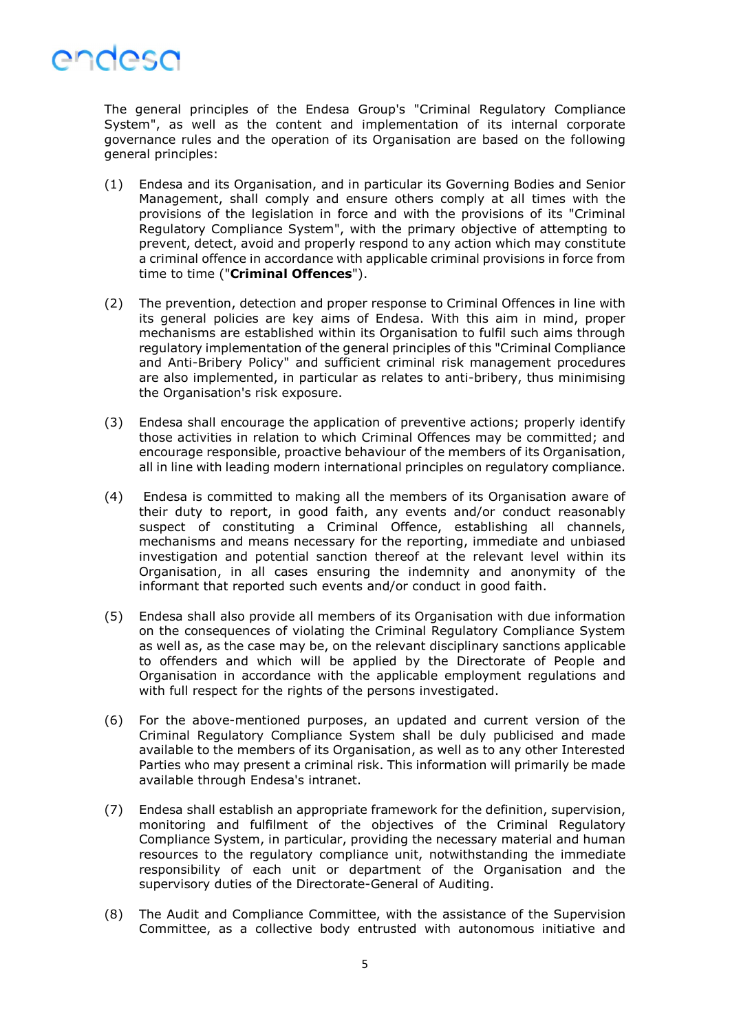The general principles of the Endesa Group's "Criminal Regulatory Compliance System", as well as the content and implementation of its internal corporate governance rules and the operation of its Organisation are based on the following general principles:

(1) Endesa and its Organisation, and in particular its Governing Bodies and Senior Management, shall comply and ensure others comply at all times with the provisions of the legislation in force and with the provisions of its "Criminal Regulatory Compliance System", with the primary objective of attempting to prevent, detect, avoid and properly respond to any action which may constitute a criminal offence in accordance with applicable criminal provisions in force from time to time ("**Criminal Offences**").

(2) The prevention, detection and proper response to Criminal Offences in line with its general policies are key aims of Endesa. With this aim in mind, proper mechanisms are established within its Organisation to fulfil such aims through regulatory implementation of the general principles of this "Criminal Compliance and Anti-Bribery Policy" and sufficient criminal risk management procedures are also implemented, in particular as relates to anti-bribery, thus minimising the Organisation's risk exposure.

(3) Endesa shall encourage the application of preventive actions; properly identify those activities in relation to which Criminal Offences may be committed; and encourage responsible, proactive behaviour of the members of its Organisation, all in line with leading modern international principles on regulatory compliance.

(4) Endesa is committed to making all the members of its Organisation aware of their duty to report, in good faith, any events and/or conduct reasonably suspect of constituting a Criminal Offence, establishing all channels, mechanisms and means necessary for the reporting, immediate and unbiased investigation and potential sanction thereof at the relevant level within its Organisation, in all cases ensuring the indemnity and anonymity of the informant that reported such events and/or conduct in good faith.

(5) Endesa shall also provide all members of its Organisation with due information on the consequences of violating the Criminal Regulatory Compliance System as well as, as the case may be, on the relevant disciplinary sanctions applicable to offenders and which will be applied by the Directorate of People and Organisation in accordance with the applicable employment regulations and with full respect for the rights of the persons investigated.

(6) For the above-mentioned purposes, an updated and current version of the Criminal Regulatory Compliance System shall be duly publicised and made available to the members of its Organisation, as well as to any other Interested Parties who may present a criminal risk. This information will primarily be made available through Endesa's intranet.

(7) Endesa shall establish an appropriate framework for the definition, supervision, monitoring and fulfilment of the objectives of the Criminal Regulatory Compliance System, in particular, providing the necessary material and human resources to the regulatory compliance unit, notwithstanding the immediate responsibility of each unit or department of the Organisation and the supervisory duties of the Directorate-General of Auditing.

(8) The Audit and Compliance Committee, with the assistance of the Supervision Committee, as a collective body entrusted with autonomous initiative and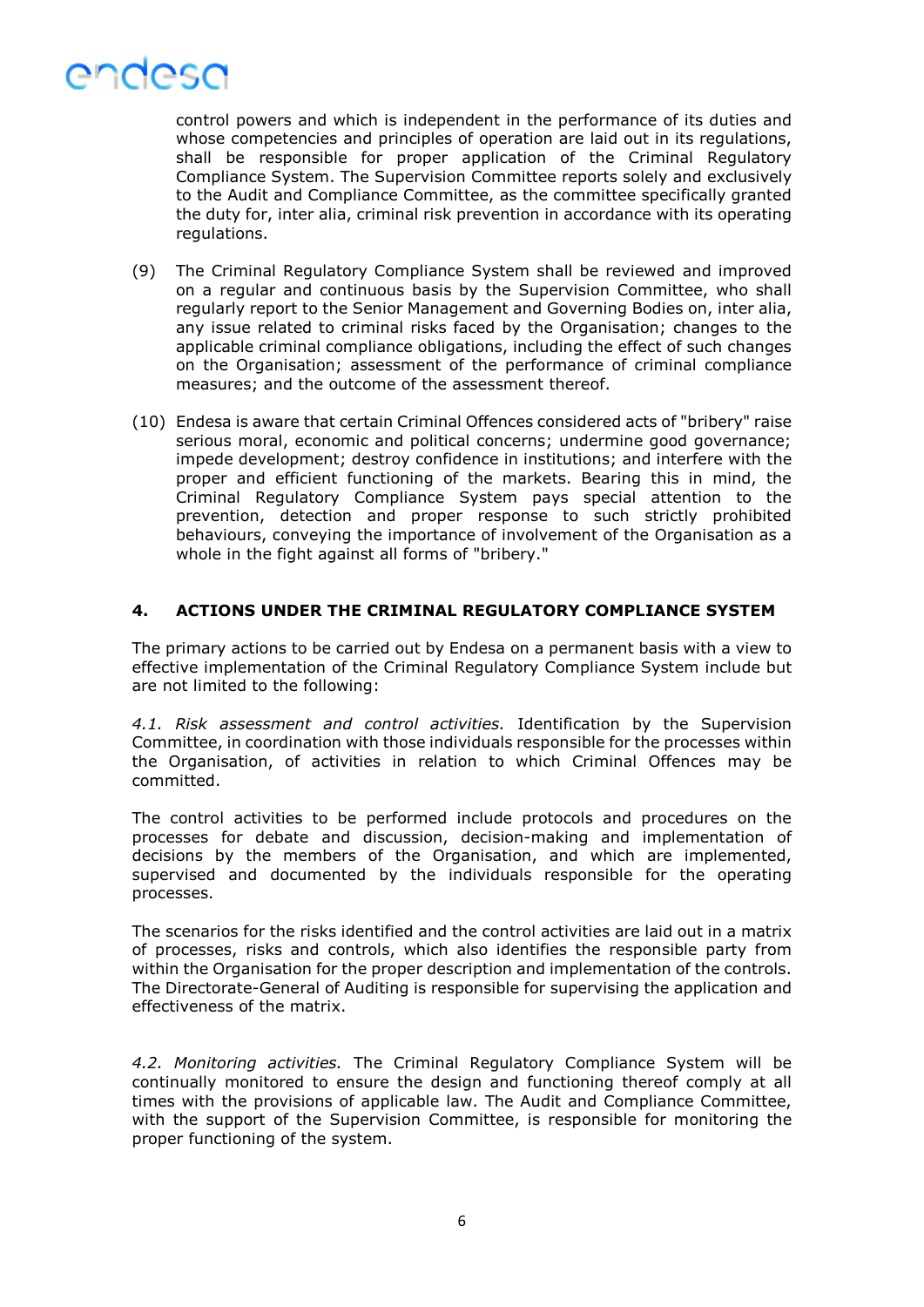control powers and which is independent in the performance of its duties and whose competencies and principles of operation are laid out in its regulations, shall be responsible for proper application of the Criminal Regulatory Compliance System. The Supervision Committee reports solely and exclusively to the Audit and Compliance Committee, as the committee specifically granted the duty for, inter alia, criminal risk prevention in accordance with its operating regulations.

(9) The Criminal Regulatory Compliance System shall be reviewed and improved on a regular and continuous basis by the Supervision Committee, who shall regularly report to the Senior Management and Governing Bodies on, inter alia, any issue related to criminal risks faced by the Organisation; changes to the applicable criminal compliance obligations, including the effect of such changes on the Organisation; assessment of the performance of criminal compliance measures; and the outcome of the assessment thereof.

(10) Endesa is aware that certain Criminal Offences considered acts of "bribery" raise serious moral, economic and political concerns; undermine good governance; impede development; destroy confidence in institutions; and interfere with the proper and efficient functioning of the markets. Bearing this in mind, the Criminal Regulatory Compliance System pays special attention to the prevention, detection and proper response to such strictly prohibited behaviours, conveying the importance of involvement of the Organisation as a whole in the fight against all forms of "bribery."

## 4. ACTIONS UNDER THE CRIMINAL REGULATORY COMPLIANCE SYSTEM

The primary actions to be carried out by Endesa on a permanent basis with a view to effective implementation of the Criminal Regulatory Compliance System include but are not limited to the following:

*4.1. Risk assessment and control activities.* Identification by the Supervision Committee, in coordination with those individuals responsible for the processes within the Organisation, of activities in relation to which Criminal Offences may be committed.

The control activities to be performed include protocols and procedures on the processes for debate and discussion, decision-making and implementation of decisions by the members of the Organisation, and which are implemented, supervised and documented by the individuals responsible for the operating processes.

The scenarios for the risks identified and the control activities are laid out in a matrix of processes, risks and controls, which also identifies the responsible party from within the Organisation for the proper description and implementation of the controls. The Directorate-General of Auditing is responsible for supervising the application and effectiveness of the matrix.

*4.2. Monitoring activities.* The Criminal Regulatory Compliance System will be continually monitored to ensure the design and functioning thereof comply at all times with the provisions of applicable law. The Audit and Compliance Committee, with the support of the Supervision Committee, is responsible for monitoring the proper functioning of the system.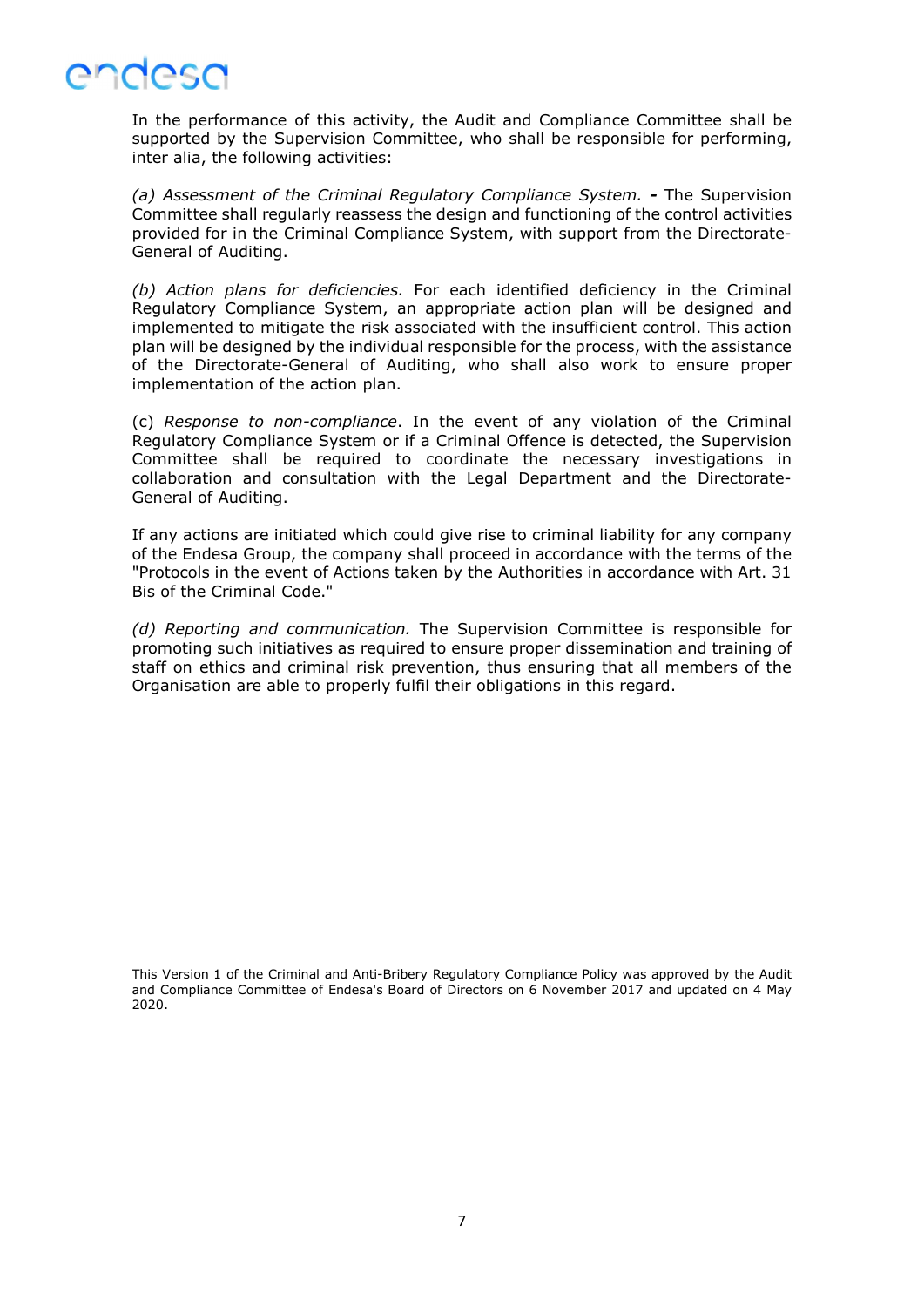In the performance of this activity, the Audit and Compliance Committee shall be supported by the Supervision Committee, who shall be responsible for performing, inter alia, the following activities:

*(a) Assessment of the Criminal Regulatory Compliance System.* **-** The Supervision Committee shall regularly reassess the design and functioning of the control activities provided for in the Criminal Compliance System, with support from the Directorate-General of Auditing.

*(b) Action plans for deficiencies.* For each identified deficiency in the Criminal Regulatory Compliance System, an appropriate action plan will be designed and implemented to mitigate the risk associated with the insufficient control. This action plan will be designed by the individual responsible for the process, with the assistance of the Directorate-General of Auditing, who shall also work to ensure proper implementation of the action plan.

(c) *Response to non-compliance*. In the event of any violation of the Criminal Regulatory Compliance System or if a Criminal Offence is detected, the Supervision Committee shall be required to coordinate the necessary investigations in collaboration and consultation with the Legal Department and the Directorate-General of Auditing.

If any actions are initiated which could give rise to criminal liability for any company of the Endesa Group, the company shall proceed in accordance with the terms of the "Protocols in the event of Actions taken by the Authorities in accordance with Art. 31 Bis of the Criminal Code."

*(d) Reporting and communication.* The Supervision Committee is responsible for promoting such initiatives as required to ensure proper dissemination and training of staff on ethics and criminal risk prevention, thus ensuring that all members of the Organisation are able to properly fulfil their obligations in this regard.

This Version 1 of the Criminal and Anti-Bribery Regulatory Compliance Policy was approved by the Audit and Compliance Committee of Endesa's Board of Directors on 6 November 2017 and updated on 4 May 2020.